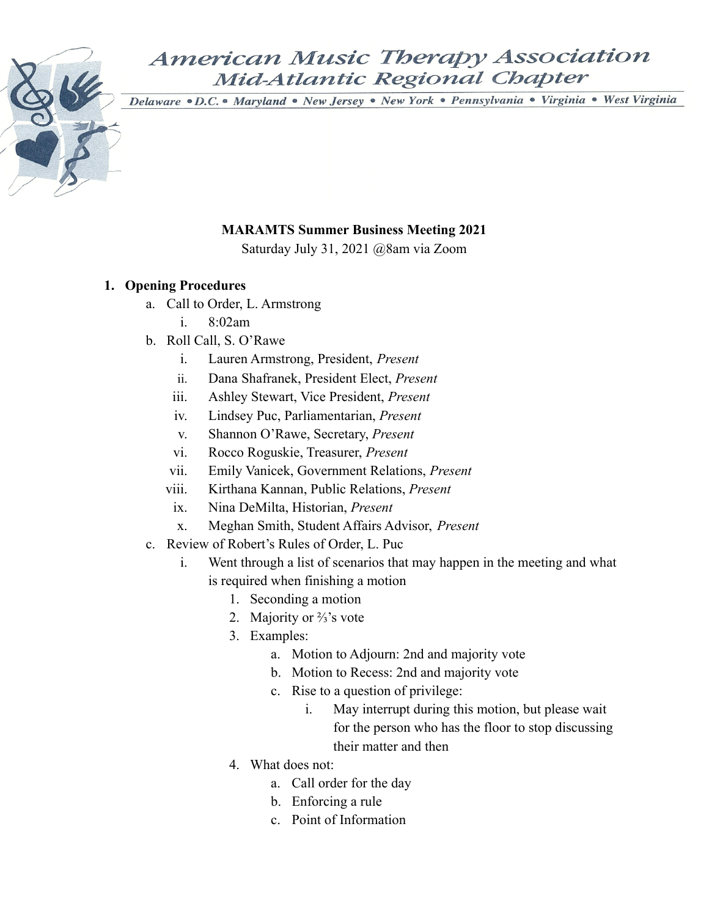American Music Therapy Association
Mid-Atlantic Regional Chapter

Delaware • D.C. • Maryland • New Jersey • New York • Pennsylvania • Virginia • West Virginia

**MARAMTS Summer Business Meeting 2021**

Saturday July 31, 2021 @8am via Zoom

1. **Opening Procedures**
   a. Call to Order, L. Armstrong
      i. 8:02am
   b. Roll Call, S. O'Rawe
      i. Lauren Armstrong, President, *Present*
      ii. Dana Shafranek, President Elect, *Present*
      iii. Ashley Stewart, Vice President, *Present*
      iv. Lindsey Puc, Parliamentarian, *Present*
      v. Shannon O'Rawe, Secretary, *Present*
      vi. Rocco Roguskie, Treasurer, *Present*
      vii. Emily Vanicek, Government Relations, *Present*
      viii. Kirthana Kannan, Public Relations, *Present*
      ix. Nina DeMilta, Historian, *Present*
      x. Meghan Smith, Student Affairs Advisor, *Present*
   c. Review of Robert's Rules of Order, L. Puc
      i. Went through a list of scenarios that may happen in the meeting and what is required when finishing a motion
         1. Seconding a motion
         2. Majority or ⅔'s vote
         3. Examples:
            a. Motion to Adjourn: 2nd and majority vote
            b. Motion to Recess: 2nd and majority vote
            c. Rise to a question of privilege:
               i. May interrupt during this motion, but please wait for the person who has the floor to stop discussing their matter and then
         4. What does not:
            a. Call order for the day
            b. Enforcing a rule
            c. Point of Information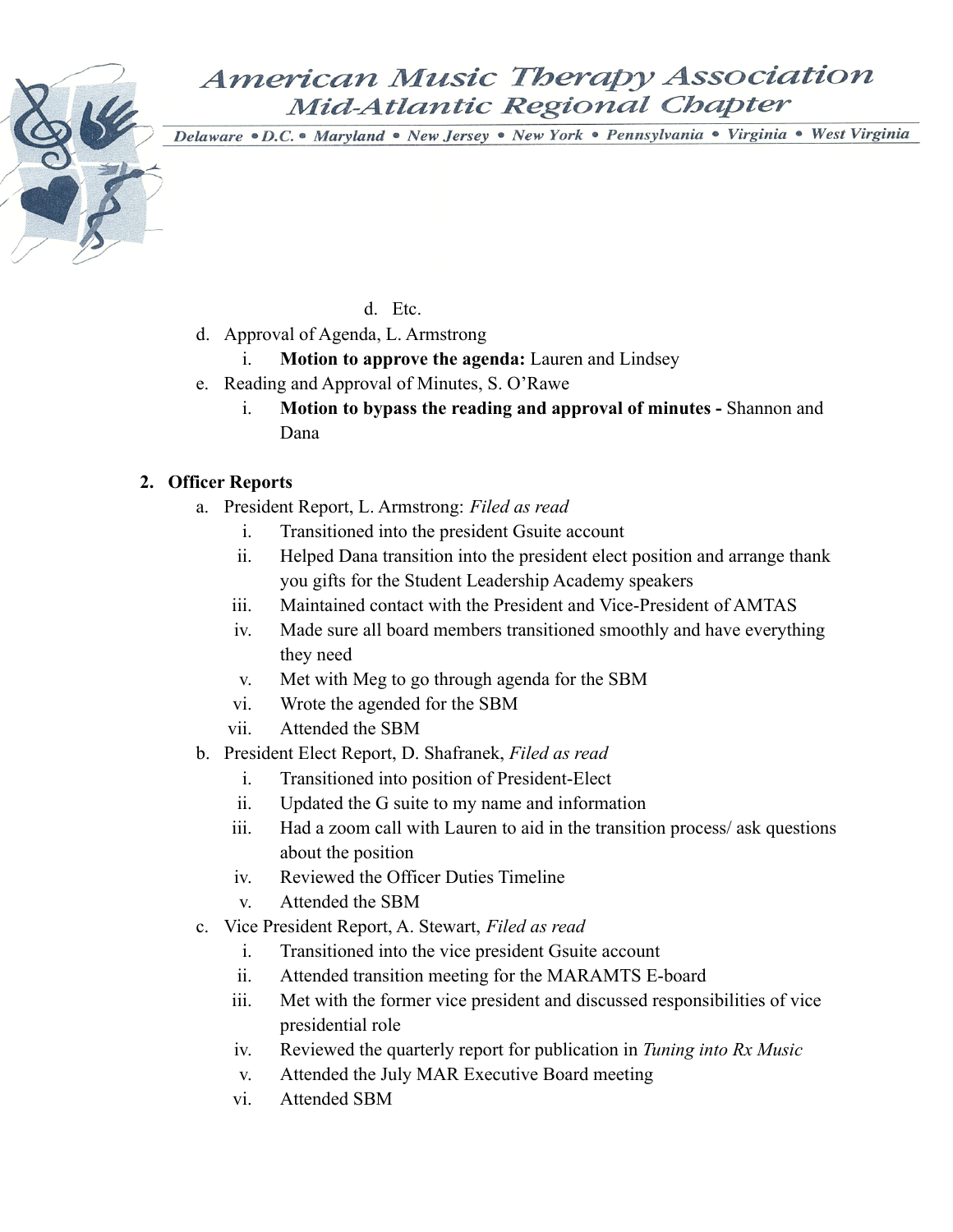d. Etc.

   d. Approval of Agenda, L. Armstrong
      i. **Motion to approve the agenda:** Lauren and Lindsey
   e. Reading and Approval of Minutes, S. O'Rawe
      i. **Motion to bypass the reading and approval of minutes -** Shannon and Dana

2. **Officer Reports**
   a. President Report, L. Armstrong: *Filed as read*
      i. Transitioned into the president Gsuite account
      ii. Helped Dana transition into the president elect position and arrange thank you gifts for the Student Leadership Academy speakers
      iii. Maintained contact with the President and Vice-President of AMTAS
      iv. Made sure all board members transitioned smoothly and have everything they need
      v. Met with Meg to go through agenda for the SBM
      vi. Wrote the agended for the SBM
      vii. Attended the SBM
   b. President Elect Report, D. Shafranek, *Filed as read*
      i. Transitioned into position of President-Elect
      ii. Updated the G suite to my name and information
      iii. Had a zoom call with Lauren to aid in the transition process/ ask questions about the position
      iv. Reviewed the Officer Duties Timeline
      v. Attended the SBM
   c. Vice President Report, A. Stewart, *Filed as read*
      i. Transitioned into the vice president Gsuite account
      ii. Attended transition meeting for the MARAMTS E-board
      iii. Met with the former vice president and discussed responsibilities of vice presidential role
      iv. Reviewed the quarterly report for publication in *Tuning into Rx Music*
      v. Attended the July MAR Executive Board meeting
      vi. Attended SBM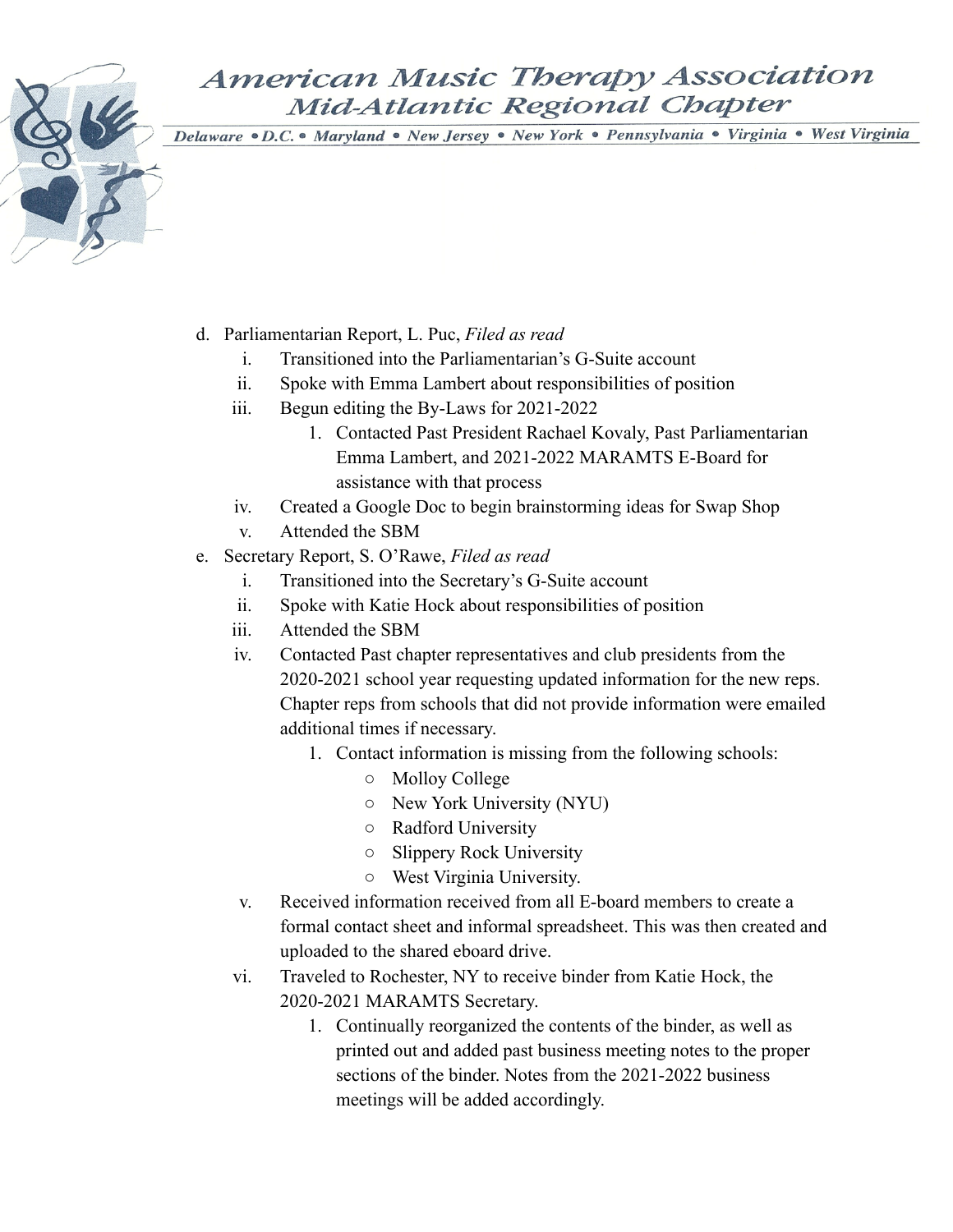d. Parliamentarian Report, L. Puc, *Filed as read*
   i. Transitioned into the Parliamentarian's G-Suite account
   ii. Spoke with Emma Lambert about responsibilities of position
   iii. Begun editing the By-Laws for 2021-2022
      1. Contacted Past President Rachael Kovaly, Past Parliamentarian Emma Lambert, and 2021-2022 MARAMTS E-Board for assistance with that process
   iv. Created a Google Doc to begin brainstorming ideas for Swap Shop
   v. Attended the SBM

e. Secretary Report, S. O'Rawe, *Filed as read*
   i. Transitioned into the Secretary's G-Suite account
   ii. Spoke with Katie Hock about responsibilities of position
   iii. Attended the SBM
   iv. Contacted Past chapter representatives and club presidents from the 2020-2021 school year requesting updated information for the new reps. Chapter reps from schools that did not provide information were emailed additional times if necessary.
      1. Contact information is missing from the following schools:
         - Molloy College
         - New York University (NYU)
         - Radford University
         - Slippery Rock University
         - West Virginia University.
   v. Received information received from all E-board members to create a formal contact sheet and informal spreadsheet. This was then created and uploaded to the shared eboard drive.
   vi. Traveled to Rochester, NY to receive binder from Katie Hock, the 2020-2021 MARAMTS Secretary.
      1. Continually reorganized the contents of the binder, as well as printed out and added past business meeting notes to the proper sections of the binder. Notes from the 2021-2022 business meetings will be added accordingly.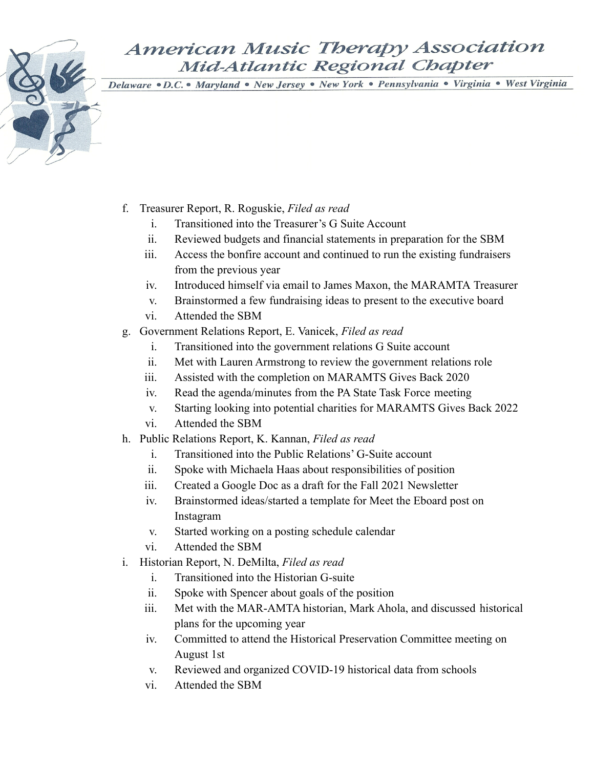f. Treasurer Report, R. Roguskie, *Filed as read*
   i. Transitioned into the Treasurer's G Suite Account
   ii. Reviewed budgets and financial statements in preparation for the SBM
   iii. Access the bonfire account and continued to run the existing fundraisers from the previous year
   iv. Introduced himself via email to James Maxon, the MARAMTA Treasurer
   v. Brainstormed a few fundraising ideas to present to the executive board
   vi. Attended the SBM

g. Government Relations Report, E. Vanicek, *Filed as read*
   i. Transitioned into the government relations G Suite account
   ii. Met with Lauren Armstrong to review the government relations role
   iii. Assisted with the completion on MARAMTS Gives Back 2020
   iv. Read the agenda/minutes from the PA State Task Force meeting
   v. Starting looking into potential charities for MARAMTS Gives Back 2022
   vi. Attended the SBM

h. Public Relations Report, K. Kannan, *Filed as read*
   i. Transitioned into the Public Relations' G-Suite account
   ii. Spoke with Michaela Haas about responsibilities of position
   iii. Created a Google Doc as a draft for the Fall 2021 Newsletter
   iv. Brainstormed ideas/started a template for Meet the Eboard post on Instagram
   v. Started working on a posting schedule calendar
   vi. Attended the SBM

i. Historian Report, N. DeMilta, *Filed as read*
   i. Transitioned into the Historian G-suite
   ii. Spoke with Spencer about goals of the position
   iii. Met with the MAR-AMTA historian, Mark Ahola, and discussed historical plans for the upcoming year
   iv. Committed to attend the Historical Preservation Committee meeting on August 1st
   v. Reviewed and organized COVID-19 historical data from schools
   vi. Attended the SBM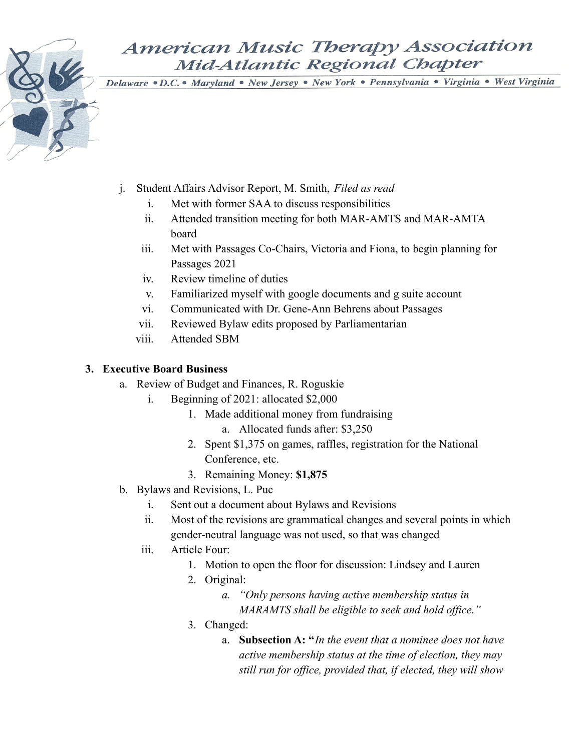j. Student Affairs Advisor Report, M. Smith, *Filed as read*
    i. Met with former SAA to discuss responsibilities
    ii. Attended transition meeting for both MAR-AMTS and MAR-AMTA board
    iii. Met with Passages Co-Chairs, Victoria and Fiona, to begin planning for Passages 2021
    iv. Review timeline of duties
    v. Familiarized myself with google documents and g suite account
    vi. Communicated with Dr. Gene-Ann Behrens about Passages
    vii. Reviewed Bylaw edits proposed by Parliamentarian
    viii. Attended SBM

**3. Executive Board Business**

a. Review of Budget and Finances, R. Roguskie
    i. Beginning of 2021: allocated $2,000
        1. Made additional money from fundraising
            a. Allocated funds after: $3,250
        2. Spent $1,375 on games, raffles, registration for the National Conference, etc.
        3. Remaining Money: **$1,875**

b. Bylaws and Revisions, L. Puc
    i. Sent out a document about Bylaws and Revisions
    ii. Most of the revisions are grammatical changes and several points in which gender-neutral language was not used, so that was changed
    iii. Article Four:
        1. Motion to open the floor for discussion: Lindsey and Lauren
        2. Original:
            a. *"Only persons having active membership status in MARAMTS shall be eligible to seek and hold office."*
        3. Changed:
            a. **Subsection A: "***In the event that a nominee does not have active membership status at the time of election, they may still run for office, provided that, if elected, they will show*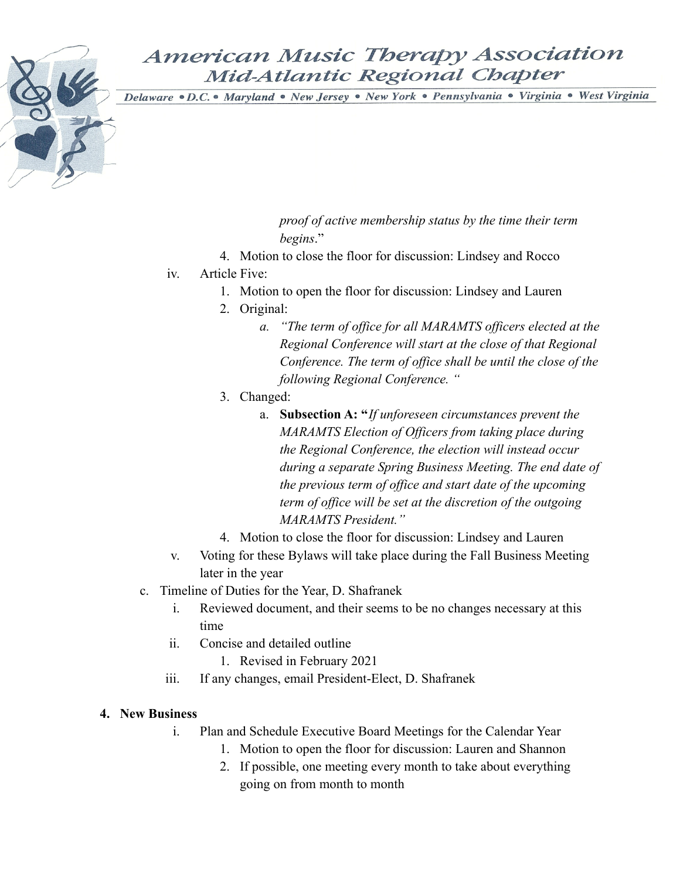*proof of active membership status by the time their term begins*."

4. Motion to close the floor for discussion: Lindsey and Rocco

iv. Article Five:

1. Motion to open the floor for discussion: Lindsey and Lauren
2. Original:
    a. *"The term of office for all MARAMTS officers elected at the Regional Conference will start at the close of that Regional Conference. The term of office shall be until the close of the following Regional Conference. "*
3. Changed:
    a. **Subsection A: "***If unforeseen circumstances prevent the MARAMTS Election of Officers from taking place during the Regional Conference, the election will instead occur during a separate Spring Business Meeting. The end date of the previous term of office and start date of the upcoming term of office will be set at the discretion of the outgoing MARAMTS President."*
4. Motion to close the floor for discussion: Lindsey and Lauren

v. Voting for these Bylaws will take place during the Fall Business Meeting later in the year

c. Timeline of Duties for the Year, D. Shafranek

i. Reviewed document, and their seems to be no changes necessary at this time

ii. Concise and detailed outline

1. Revised in February 2021

iii. If any changes, email President-Elect, D. Shafranek

**4. New Business**

i. Plan and Schedule Executive Board Meetings for the Calendar Year

1. Motion to open the floor for discussion: Lauren and Shannon
2. If possible, one meeting every month to take about everything going on from month to month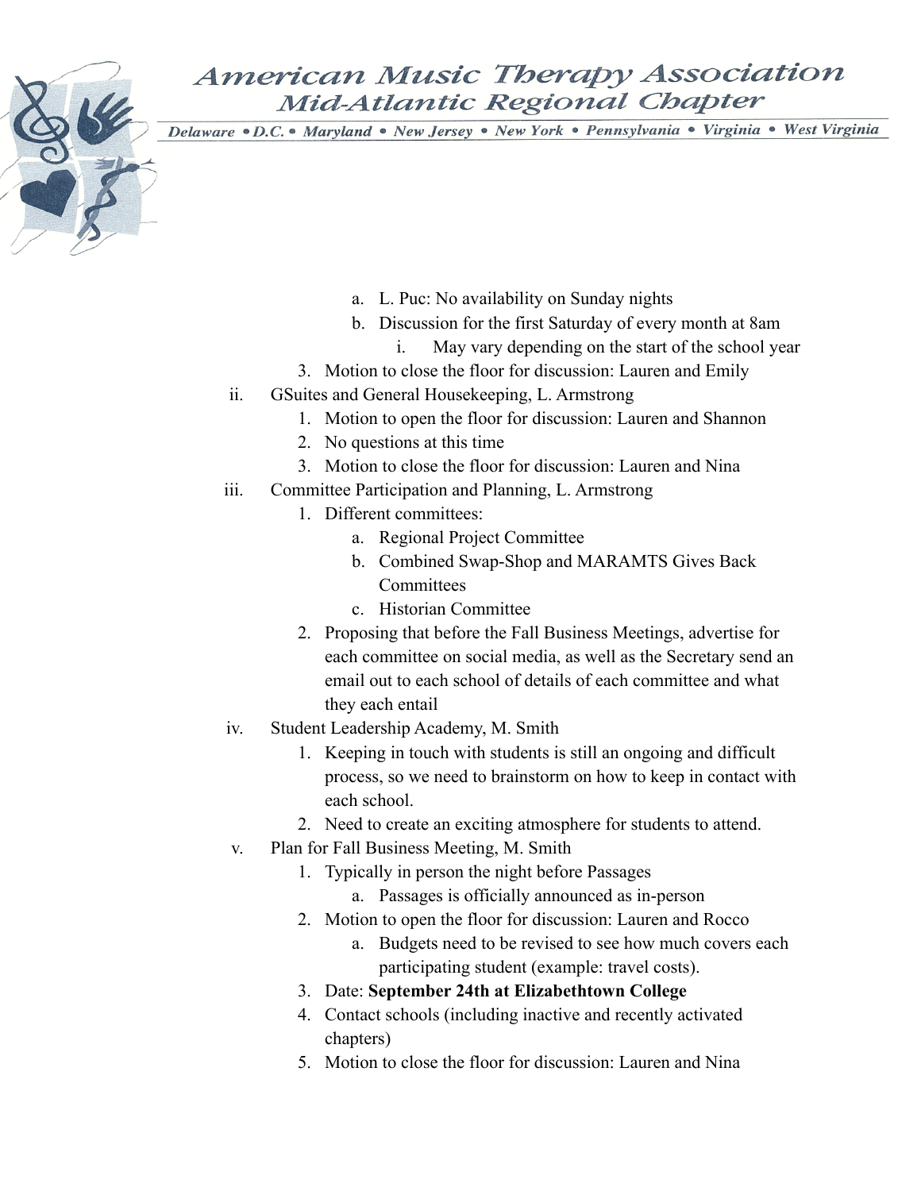a. L. Puc: No availability on Sunday nights
b. Discussion for the first Saturday of every month at 8am
    i. May vary depending on the start of the school year

3. Motion to close the floor for discussion: Lauren and Emily

ii. GSuites and General Housekeeping, L. Armstrong
    1. Motion to open the floor for discussion: Lauren and Shannon
    2. No questions at this time
    3. Motion to close the floor for discussion: Lauren and Nina

iii. Committee Participation and Planning, L. Armstrong
    1. Different committees:
        a. Regional Project Committee
        b. Combined Swap-Shop and MARAMTS Gives Back Committees
        c. Historian Committee
    2. Proposing that before the Fall Business Meetings, advertise for each committee on social media, as well as the Secretary send an email out to each school of details of each committee and what they each entail

iv. Student Leadership Academy, M. Smith
    1. Keeping in touch with students is still an ongoing and difficult process, so we need to brainstorm on how to keep in contact with each school.
    2. Need to create an exciting atmosphere for students to attend.

v. Plan for Fall Business Meeting, M. Smith
    1. Typically in person the night before Passages
        a. Passages is officially announced as in-person
    2. Motion to open the floor for discussion: Lauren and Rocco
        a. Budgets need to be revised to see how much covers each participating student (example: travel costs).
    3. Date: **September 24th at Elizabethtown College**
    4. Contact schools (including inactive and recently activated chapters)
    5. Motion to close the floor for discussion: Lauren and Nina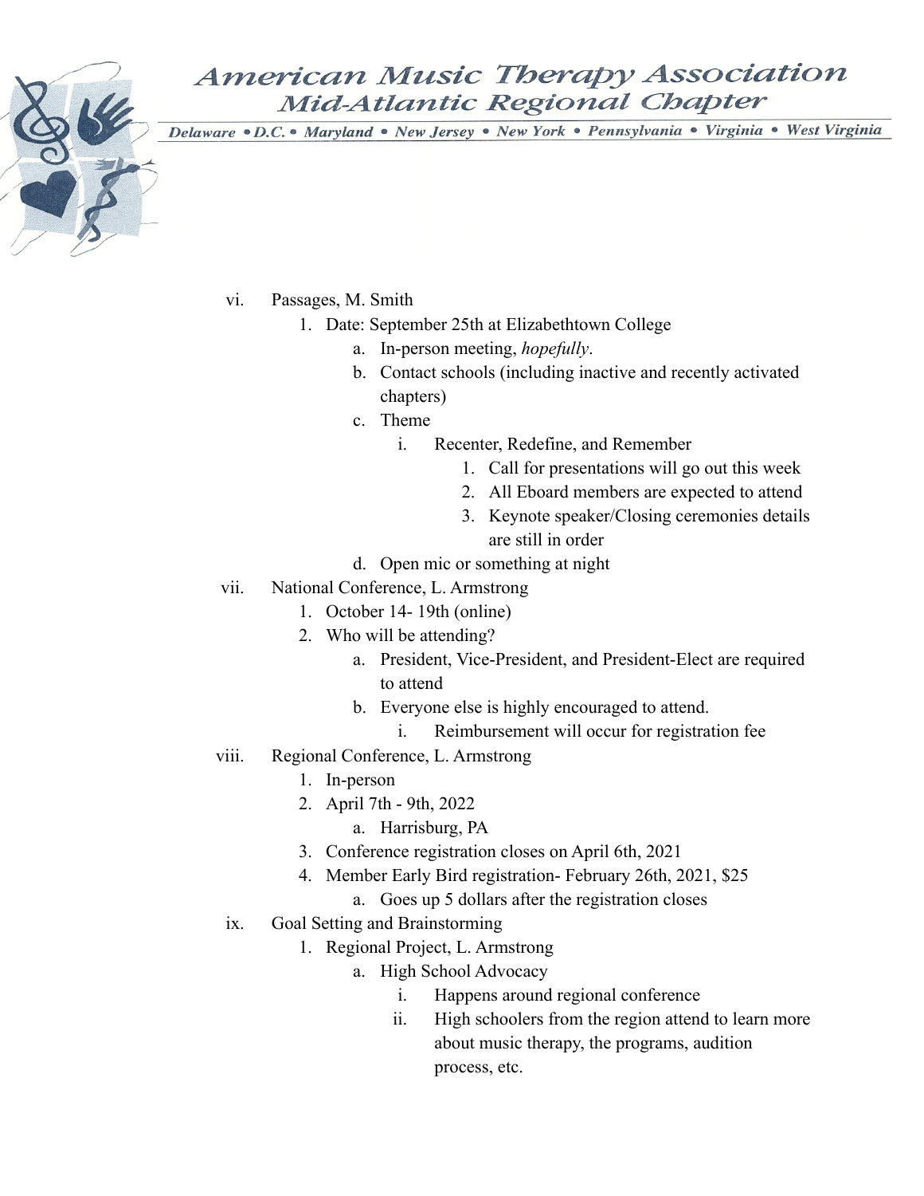vi. Passages, M. Smith
   1. Date: September 25th at Elizabethtown College
      a. In-person meeting, *hopefully*.
      b. Contact schools (including inactive and recently activated chapters)
      c. Theme
         i. Recenter, Redefine, and Remember
            1. Call for presentations will go out this week
            2. All Eboard members are expected to attend
            3. Keynote speaker/Closing ceremonies details are still in order
      d. Open mic or something at night

vii. National Conference, L. Armstrong
   1. October 14- 19th (online)
   2. Who will be attending?
      a. President, Vice-President, and President-Elect are required to attend
      b. Everyone else is highly encouraged to attend.
         i. Reimbursement will occur for registration fee

viii. Regional Conference, L. Armstrong
   1. In-person
   2. April 7th - 9th, 2022
      a. Harrisburg, PA
   3. Conference registration closes on April 6th, 2021
   4. Member Early Bird registration- February 26th, 2021, $25
      a. Goes up 5 dollars after the registration closes

ix. Goal Setting and Brainstorming
   1. Regional Project, L. Armstrong
      a. High School Advocacy
         i. Happens around regional conference
         ii. High schoolers from the region attend to learn more about music therapy, the programs, audition process, etc.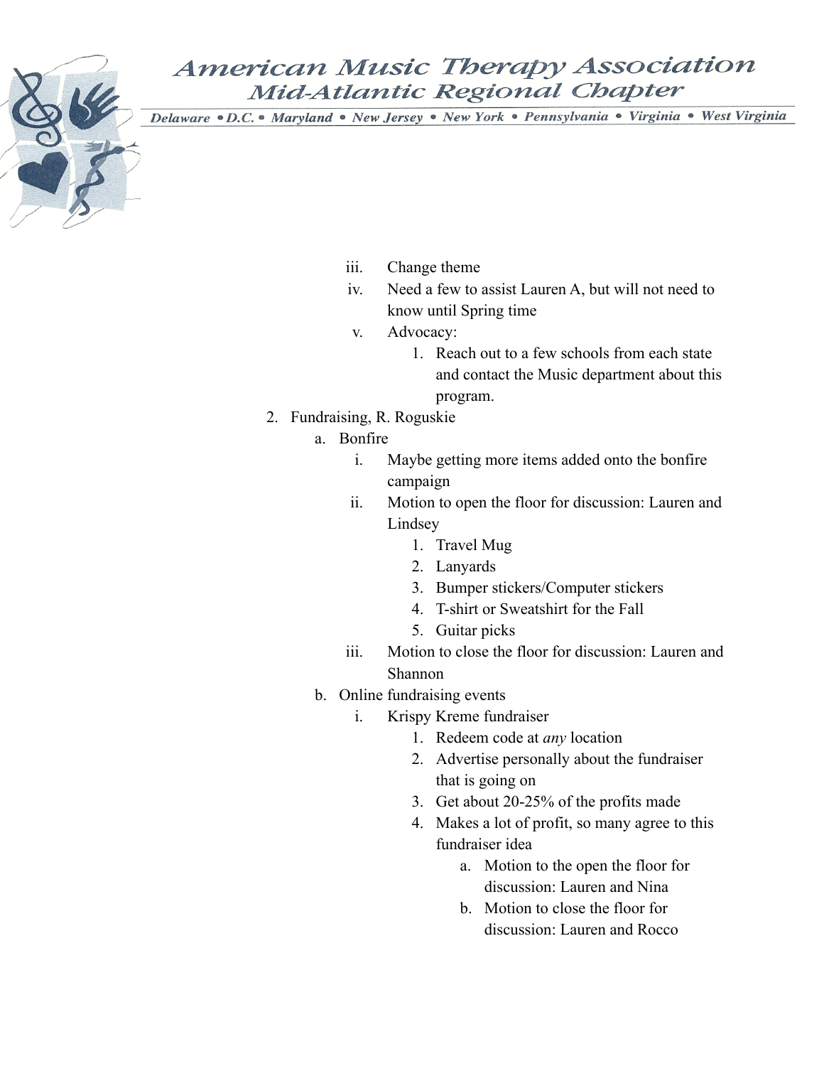iii. Change theme

iv. Need a few to assist Lauren A, but will not need to know until Spring time

v. Advocacy:

1. Reach out to a few schools from each state and contact the Music department about this program.

2. Fundraising, R. Roguskie
   a. Bonfire
      i. Maybe getting more items added onto the bonfire campaign
      ii. Motion to open the floor for discussion: Lauren and Lindsey
         1. Travel Mug
         2. Lanyards
         3. Bumper stickers/Computer stickers
         4. T-shirt or Sweatshirt for the Fall
         5. Guitar picks
      iii. Motion to close the floor for discussion: Lauren and Shannon
   b. Online fundraising events
      i. Krispy Kreme fundraiser
         1. Redeem code at *any* location
         2. Advertise personally about the fundraiser that is going on
         3. Get about 20-25% of the profits made
         4. Makes a lot of profit, so many agree to this fundraiser idea
            a. Motion to the open the floor for discussion: Lauren and Nina
            b. Motion to close the floor for discussion: Lauren and Rocco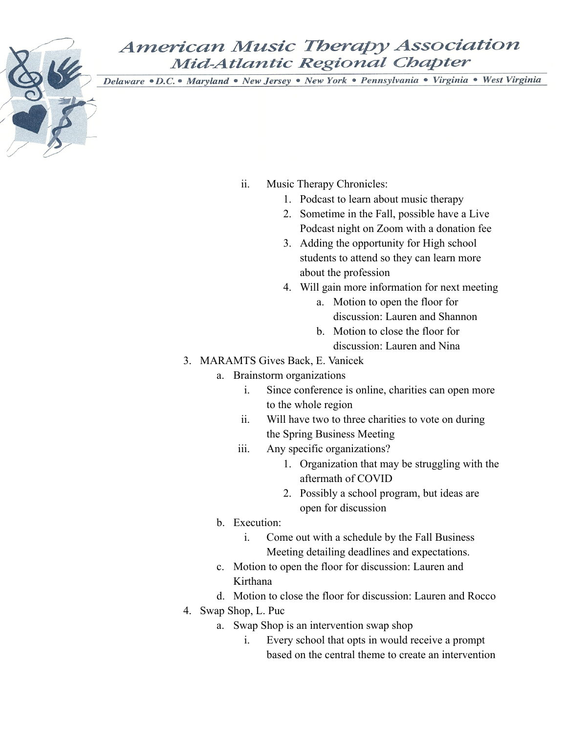ii. Music Therapy Chronicles:
    1. Podcast to learn about music therapy
    2. Sometime in the Fall, possible have a Live Podcast night on Zoom with a donation fee
    3. Adding the opportunity for High school students to attend so they can learn more about the profession
    4. Will gain more information for next meeting
        a. Motion to open the floor for discussion: Lauren and Shannon
        b. Motion to close the floor for discussion: Lauren and Nina

3. MARAMTS Gives Back, E. Vanicek
    a. Brainstorm organizations
        i. Since conference is online, charities can open more to the whole region
        ii. Will have two to three charities to vote on during the Spring Business Meeting
        iii. Any specific organizations?
            1. Organization that may be struggling with the aftermath of COVID
            2. Possibly a school program, but ideas are open for discussion
    b. Execution:
        i. Come out with a schedule by the Fall Business Meeting detailing deadlines and expectations.
    c. Motion to open the floor for discussion: Lauren and Kirthana
    d. Motion to close the floor for discussion: Lauren and Rocco

4. Swap Shop, L. Puc
    a. Swap Shop is an intervention swap shop
        i. Every school that opts in would receive a prompt based on the central theme to create an intervention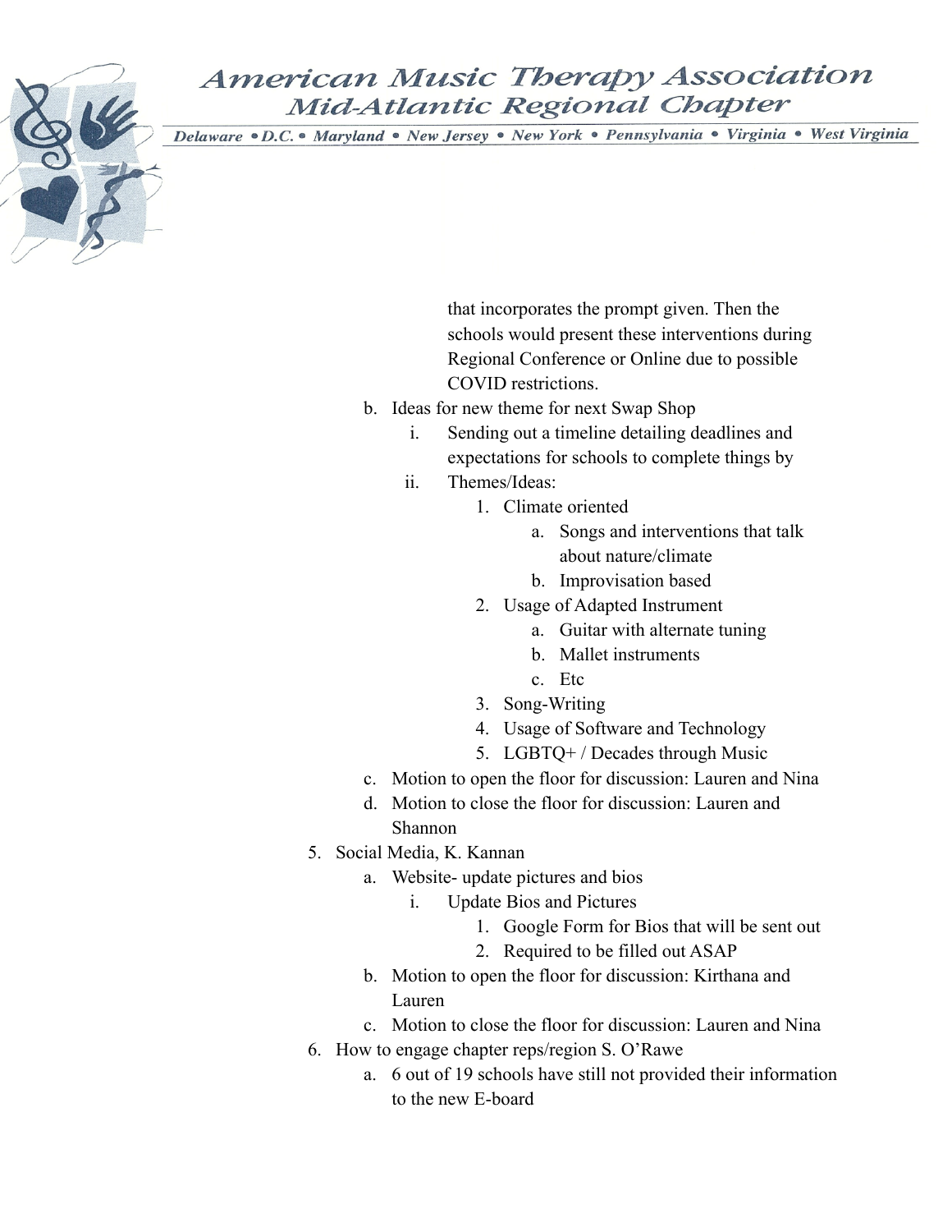that incorporates the prompt given. Then the schools would present these interventions during Regional Conference or Online due to possible COVID restrictions.

   b. Ideas for new theme for next Swap Shop
      i. Sending out a timeline detailing deadlines and expectations for schools to complete things by
      ii. Themes/Ideas:
         1. Climate oriented
            a. Songs and interventions that talk about nature/climate
            b. Improvisation based
         2. Usage of Adapted Instrument
            a. Guitar with alternate tuning
            b. Mallet instruments
            c. Etc
         3. Song-Writing
         4. Usage of Software and Technology
         5. LGBTQ+ / Decades through Music
   c. Motion to open the floor for discussion: Lauren and Nina
   d. Motion to close the floor for discussion: Lauren and Shannon

5. Social Media, K. Kannan
   a. Website- update pictures and bios
      i. Update Bios and Pictures
         1. Google Form for Bios that will be sent out
         2. Required to be filled out ASAP
   b. Motion to open the floor for discussion: Kirthana and Lauren
   c. Motion to close the floor for discussion: Lauren and Nina

6. How to engage chapter reps/region S. O'Rawe
   a. 6 out of 19 schools have still not provided their information to the new E-board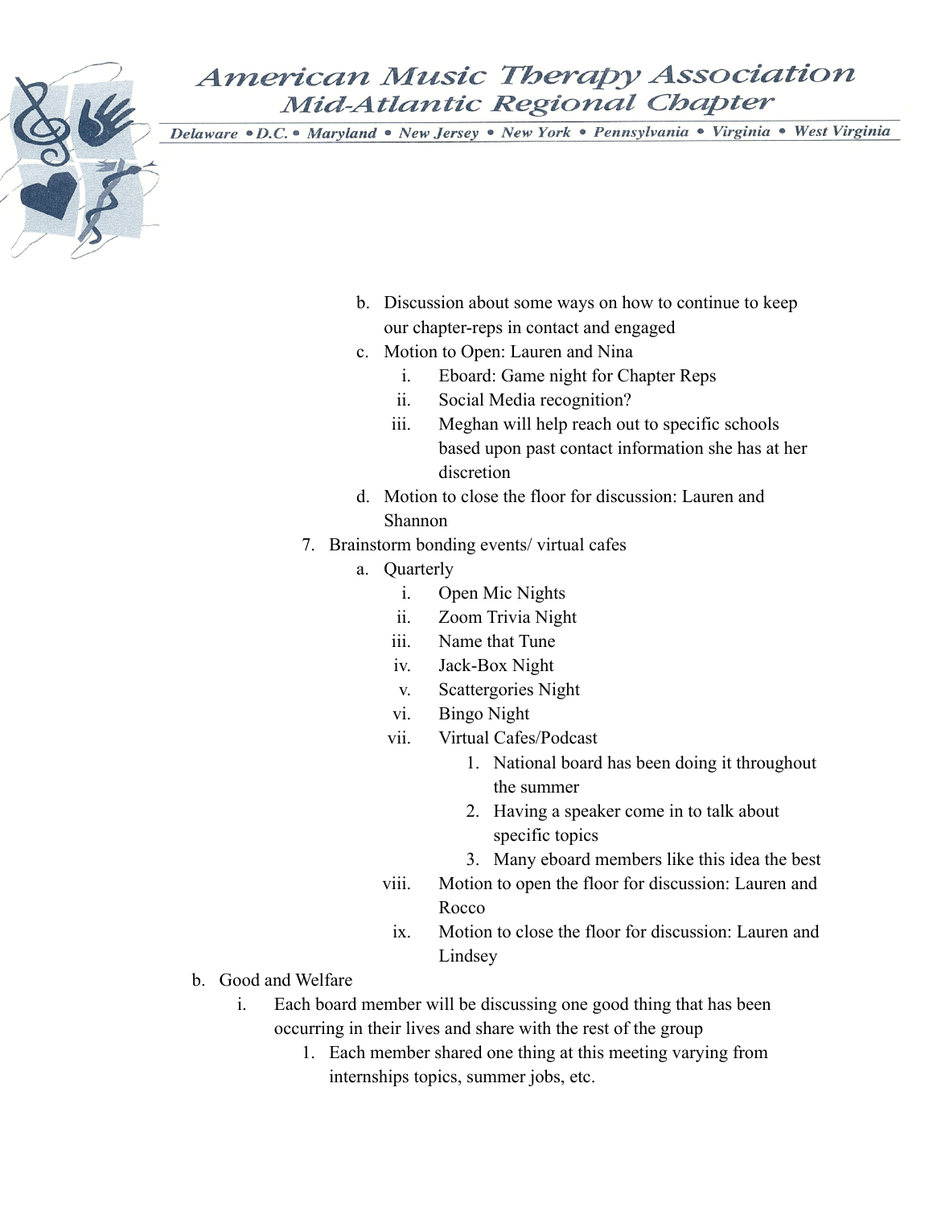b. Discussion about some ways on how to continue to keep our chapter-reps in contact and engaged
c. Motion to Open: Lauren and Nina
    i. Eboard: Game night for Chapter Reps
    ii. Social Media recognition?
    iii. Meghan will help reach out to specific schools based upon past contact information she has at her discretion
d. Motion to close the floor for discussion: Lauren and Shannon

7. Brainstorm bonding events/ virtual cafes
    a. Quarterly
        i. Open Mic Nights
        ii. Zoom Trivia Night
        iii. Name that Tune
        iv. Jack-Box Night
        v. Scattergories Night
        vi. Bingo Night
        vii. Virtual Cafes/Podcast
            1. National board has been doing it throughout the summer
            2. Having a speaker come in to talk about specific topics
            3. Many eboard members like this idea the best
        viii. Motion to open the floor for discussion: Lauren and Rocco
        ix. Motion to close the floor for discussion: Lauren and Lindsey

b. Good and Welfare
    i. Each board member will be discussing one good thing that has been occurring in their lives and share with the rest of the group
        1. Each member shared one thing at this meeting varying from internships topics, summer jobs, etc.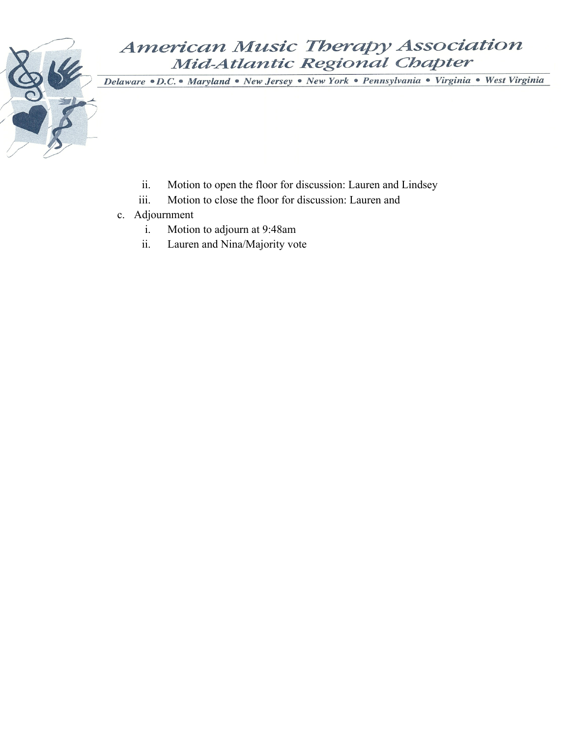ii. Motion to open the floor for discussion: Lauren and Lindsey
iii. Motion to close the floor for discussion: Lauren and

c. Adjournment
   i. Motion to adjourn at 9:48am
   ii. Lauren and Nina/Majority vote